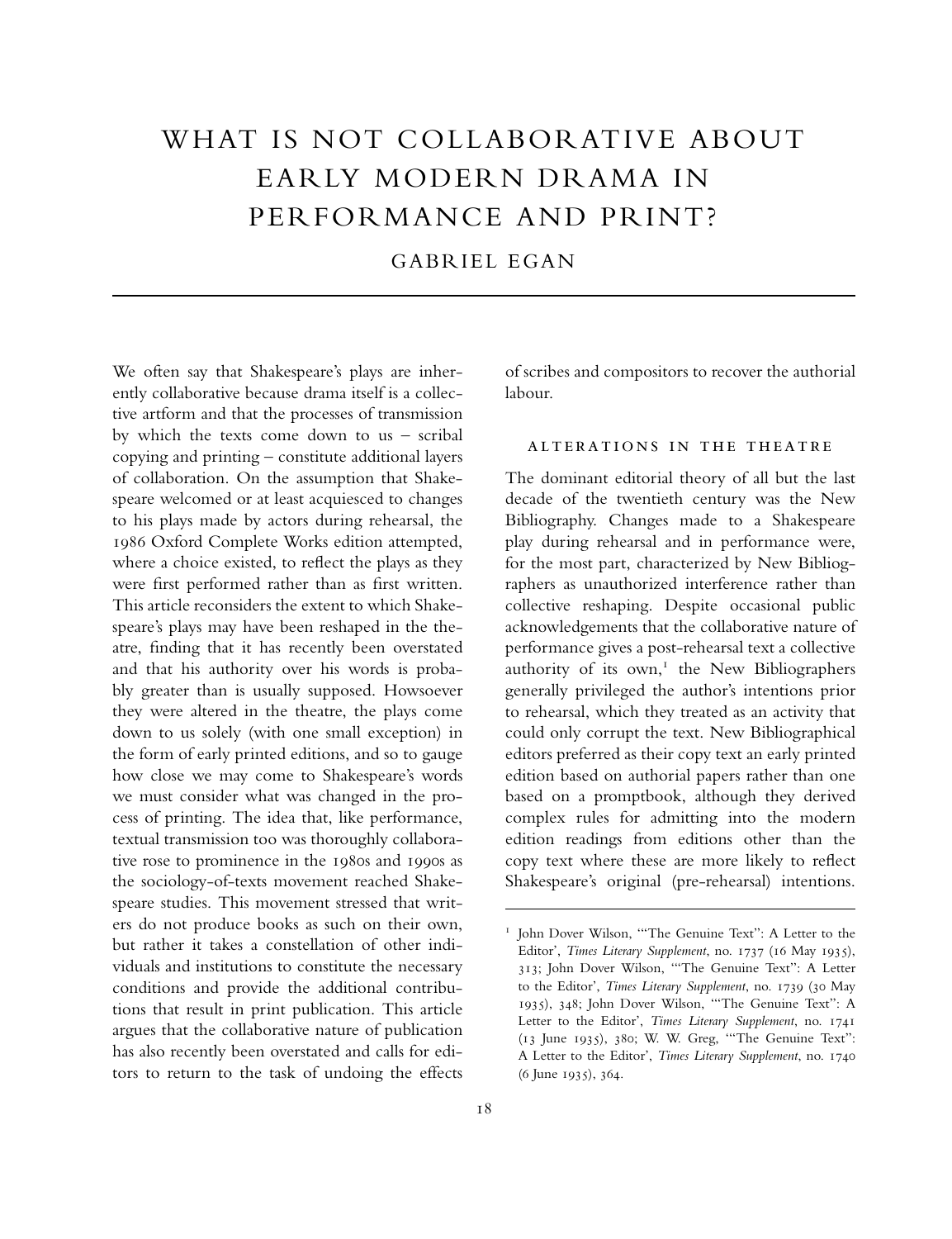# WHAT IS NOT COLLABORATIVE ABOUT EARLY MODERN DRAMA IN PERFORMANCE AND PRINT?

GABRIEL EGAN

We often say that Shakespeare's plays are inherently collaborative because drama itself is a collective artform and that the processes of transmission by which the texts come down to us – scribal copying and printing – constitute additional layers of collaboration. On the assumption that Shakespeare welcomed or at least acquiesced to changes to his plays made by actors during rehearsal, the 1986 Oxford Complete Works edition attempted, where a choice existed, to reflect the plays as they were first performed rather than as first written. This article reconsiders the extent to which Shakespeare's plays may have been reshaped in the theatre, finding that it has recently been overstated and that his authority over his words is probably greater than is usually supposed. Howsoever they were altered in the theatre, the plays come down to us solely (with one small exception) in the form of early printed editions, and so to gauge how close we may come to Shakespeare's words we must consider what was changed in the process of printing. The idea that, like performance, textual transmission too was thoroughly collaborative rose to prominence in the 1980s and 1990s as the sociology-of-texts movement reached Shakespeare studies. This movement stressed that writers do not produce books as such on their own, but rather it takes a constellation of other individuals and institutions to constitute the necessary conditions and provide the additional contributions that result in print publication. This article argues that the collaborative nature of publication has also recently been overstated and calls for editors to return to the task of undoing the effects of scribes and compositors to recover the authorial labour.

## ALTERATIONS IN THE THEATRE

The dominant editorial theory of all but the last decade of the twentieth century was the New Bibliography. Changes made to a Shakespeare play during rehearsal and in performance were, for the most part, characterized by New Bibliographers as unauthorized interference rather than collective reshaping. Despite occasional public acknowledgements that the collaborative nature of performance gives a post-rehearsal text a collective authority of its own,[1] the New Bibliographers generally privileged the author's intentions prior to rehearsal, which they treated as an activity that could only corrupt the text. New Bibliographical editors preferred as their copy text an early printed edition based on authorial papers rather than one based on a promptbook, although they derived complex rules for admitting into the modern edition readings from editions other than the copy text where these are more likely to reflect Shakespeare's original (pre-rehearsal) intentions.

[1] John Dover Wilson, '"The Genuine Text": A Letter to the Editor', *Times Literary Supplement*, no. 1737 (16 May 1935), 313; John Dover Wilson, '"The Genuine Text": A Letter to the Editor', *Times Literary Supplement*, no. 1739 (30 May 1935), 348; John Dover Wilson, '"The Genuine Text": A Letter to the Editor', *Times Literary Supplement*, no. 1741 (13 June 1935), 380; W. W. Greg, '"The Genuine Text": A Letter to the Editor', *Times Literary Supplement*, no. 1740 (6 June 1935), 364.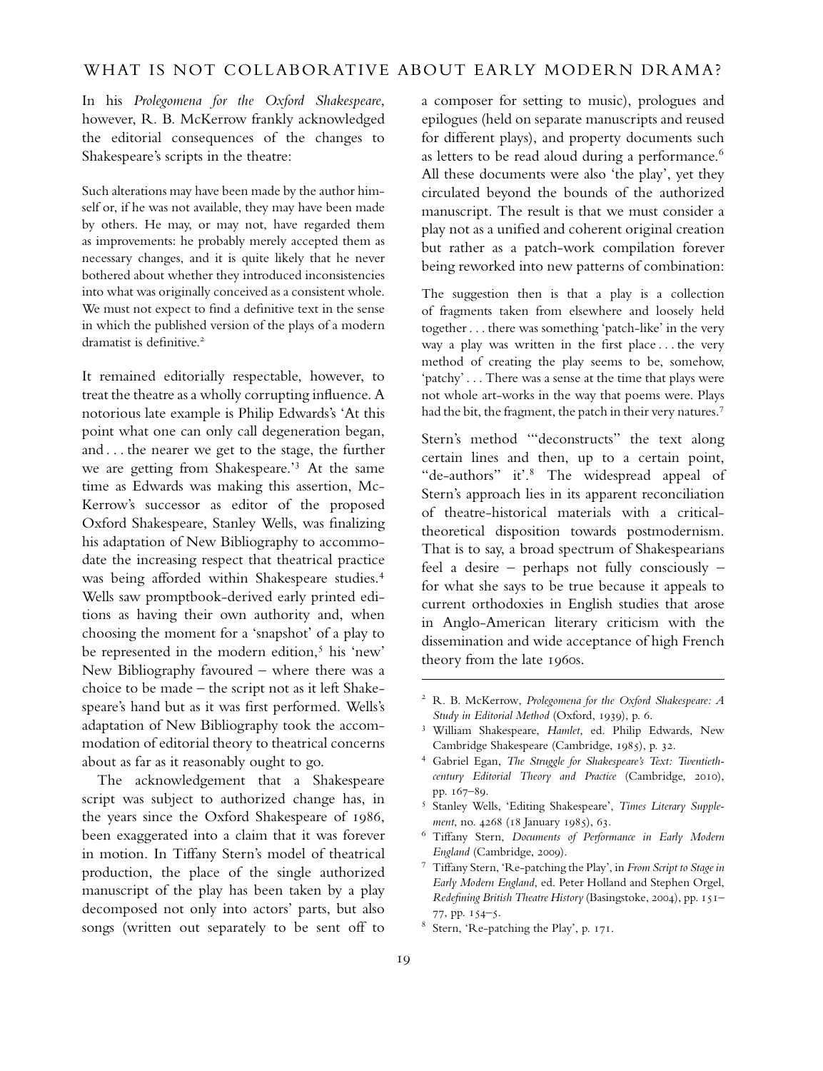In his *Prolegomena for the Oxford Shakespeare*, however, R. B. McKerrow frankly acknowledged the editorial consequences of the changes to Shakespeare's scripts in the theatre:

> Such alterations may have been made by the author himself or, if he was not available, they may have been made by others. He may, or may not, have regarded them as improvements: he probably merely accepted them as necessary changes, and it is quite likely that he never bothered about whether they introduced inconsistencies into what was originally conceived as a consistent whole. We must not expect to find a definitive text in the sense in which the published version of the plays of a modern dramatist is definitive.[2]

It remained editorially respectable, however, to treat the theatre as a wholly corrupting influence. A notorious late example is Philip Edwards's 'At this point what one can only call degeneration began, and . . . the nearer we get to the stage, the further we are getting from Shakespeare.'[3] At the same time as Edwards was making this assertion, McKerrow's successor as editor of the proposed Oxford Shakespeare, Stanley Wells, was finalizing his adaptation of New Bibliography to accommodate the increasing respect that theatrical practice was being afforded within Shakespeare studies.[4] Wells saw promptbook-derived early printed editions as having their own authority and, when choosing the moment for a 'snapshot' of a play to be represented in the modern edition,[5] his 'new' New Bibliography favoured – where there was a choice to be made – the script not as it left Shakespeare's hand but as it was first performed. Wells's adaptation of New Bibliography took the accommodation of editorial theory to theatrical concerns about as far as it reasonably ought to go.

The acknowledgement that a Shakespeare script was subject to authorized change has, in the years since the Oxford Shakespeare of 1986, been exaggerated into a claim that it was forever in motion. In Tiffany Stern's model of theatrical production, the place of the single authorized manuscript of the play has been taken by a play decomposed not only into actors' parts, but also songs (written out separately to be sent off to a composer for setting to music), prologues and epilogues (held on separate manuscripts and reused for different plays), and property documents such as letters to be read aloud during a performance.[6] All these documents were also 'the play', yet they circulated beyond the bounds of the authorized manuscript. The result is that we must consider a play not as a unified and coherent original creation but rather as a patch-work compilation forever being reworked into new patterns of combination:

> The suggestion then is that a play is a collection of fragments taken from elsewhere and loosely held together . . . there was something 'patch-like' in the very way a play was written in the first place . . . the very method of creating the play seems to be, somehow, 'patchy' . . . There was a sense at the time that plays were not whole art-works in the way that poems were. Plays had the bit, the fragment, the patch in their very natures.[7]

Stern's method '"deconstructs" the text along certain lines and then, up to a certain point, "de-authors" it'.[8] The widespread appeal of Stern's approach lies in its apparent reconciliation of theatre-historical materials with a critical-theoretical disposition towards postmodernism. That is to say, a broad spectrum of Shakespearians feel a desire – perhaps not fully consciously – for what she says to be true because it appeals to current orthodoxies in English studies that arose in Anglo-American literary criticism with the dissemination and wide acceptance of high French theory from the late 1960s.

---

[2] R. B. McKerrow, *Prolegomena for the Oxford Shakespeare: A Study in Editorial Method* (Oxford, 1939), p. 6.

[3] William Shakespeare, *Hamlet*, ed. Philip Edwards, New Cambridge Shakespeare (Cambridge, 1985), p. 32.

[4] Gabriel Egan, *The Struggle for Shakespeare's Text: Twentieth-century Editorial Theory and Practice* (Cambridge, 2010), pp. 167–89.

[5] Stanley Wells, 'Editing Shakespeare', *Times Literary Supplement*, no. 4268 (18 January 1985), 63.

[6] Tiffany Stern, *Documents of Performance in Early Modern England* (Cambridge, 2009).

[7] Tiffany Stern, 'Re-patching the Play', in *From Script to Stage in Early Modern England*, ed. Peter Holland and Stephen Orgel, *Redefining British Theatre History* (Basingstoke, 2004), pp. 151–77, pp. 154–5.

[8] Stern, 'Re-patching the Play', p. 171.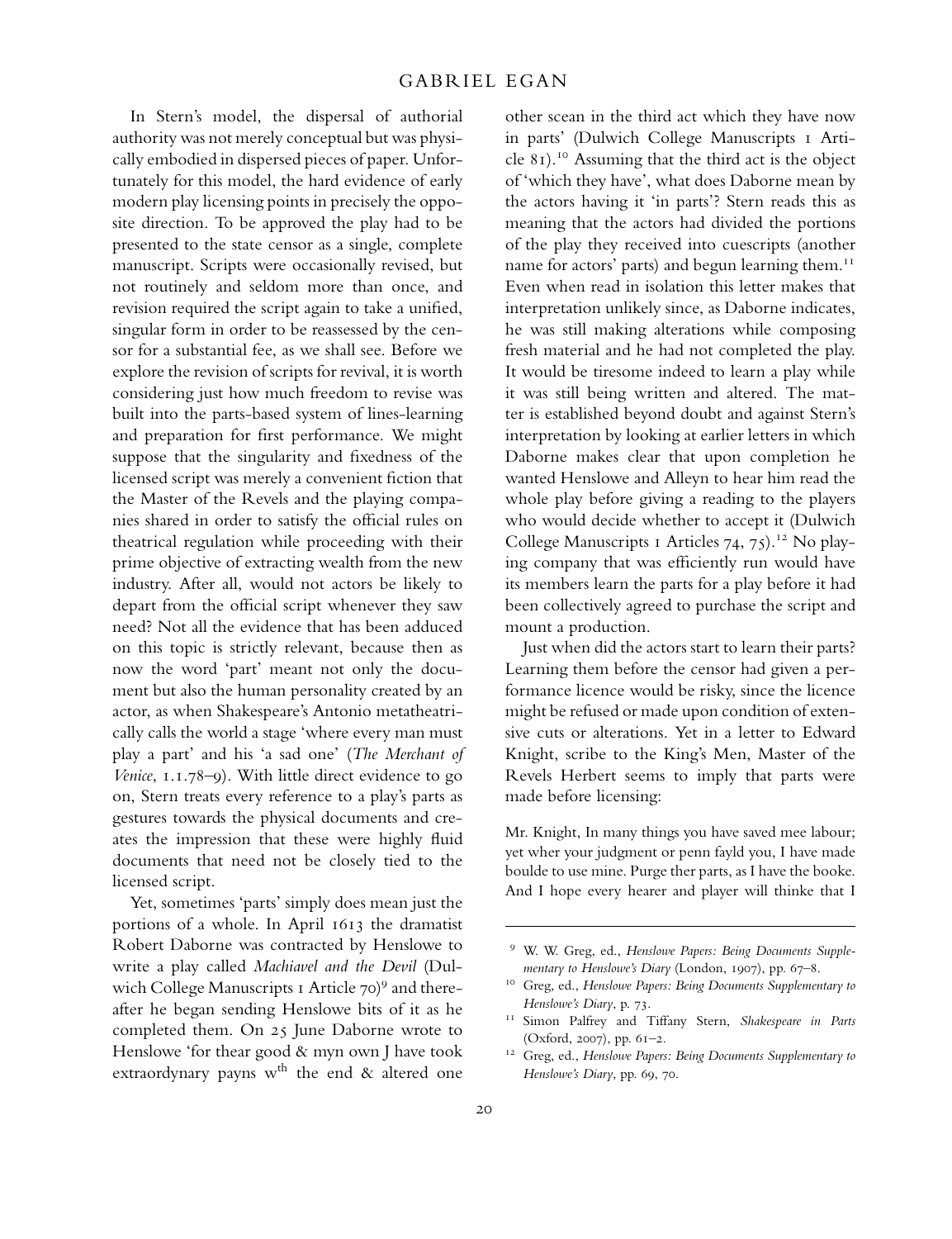In Stern's model, the dispersal of authorial authority was not merely conceptual but was physically embodied in dispersed pieces of paper. Unfortunately for this model, the hard evidence of early modern play licensing points in precisely the opposite direction. To be approved the play had to be presented to the state censor as a single, complete manuscript. Scripts were occasionally revised, but not routinely and seldom more than once, and revision required the script again to take a unified, singular form in order to be reassessed by the censor for a substantial fee, as we shall see. Before we explore the revision of scripts for revival, it is worth considering just how much freedom to revise was built into the parts-based system of lines-learning and preparation for first performance. We might suppose that the singularity and fixedness of the licensed script was merely a convenient fiction that the Master of the Revels and the playing companies shared in order to satisfy the official rules on theatrical regulation while proceeding with their prime objective of extracting wealth from the new industry. After all, would not actors be likely to depart from the official script whenever they saw need? Not all the evidence that has been adduced on this topic is strictly relevant, because then as now the word 'part' meant not only the document but also the human personality created by an actor, as when Shakespeare's Antonio metatheatrically calls the world a stage 'where every man must play a part' and his 'a sad one' (*The Merchant of Venice*, 1.1.78–9). With little direct evidence to go on, Stern treats every reference to a play's parts as gestures towards the physical documents and creates the impression that these were highly fluid documents that need not be closely tied to the licensed script.

Yet, sometimes 'parts' simply does mean just the portions of a whole. In April 1613 the dramatist Robert Daborne was contracted by Henslowe to write a play called *Machiavel and the Devil* (Dulwich College Manuscripts 1 Article 70)[9] and thereafter he began sending Henslowe bits of it as he completed them. On 25 June Daborne wrote to Henslowe 'for thear good & myn own J have took extraordynary payns w$^{th}$ the end & altered one other scean in the third act which they have now in parts' (Dulwich College Manuscripts 1 Article 81).[10] Assuming that the third act is the object of 'which they have', what does Daborne mean by the actors having it 'in parts'? Stern reads this as meaning that the actors had divided the portions of the play they received into cuescripts (another name for actors' parts) and begun learning them.[11] Even when read in isolation this letter makes that interpretation unlikely since, as Daborne indicates, he was still making alterations while composing fresh material and he had not completed the play. It would be tiresome indeed to learn a play while it was still being written and altered. The matter is established beyond doubt and against Stern's interpretation by looking at earlier letters in which Daborne makes clear that upon completion he wanted Henslowe and Alleyn to hear him read the whole play before giving a reading to the players who would decide whether to accept it (Dulwich College Manuscripts 1 Articles 74, 75).[12] No playing company that was efficiently run would have its members learn the parts for a play before it had been collectively agreed to purchase the script and mount a production.

Just when did the actors start to learn their parts? Learning them before the censor had given a performance licence would be risky, since the licence might be refused or made upon condition of extensive cuts or alterations. Yet in a letter to Edward Knight, scribe to the King's Men, Master of the Revels Herbert seems to imply that parts were made before licensing:

> Mr. Knight, In many things you have saved mee labour; yet wher your judgment or penn fayld you, I have made boulde to use mine. Purge ther parts, as I have the booke. And I hope every hearer and player will thinke that I

---

[9] W. W. Greg, ed., *Henslowe Papers: Being Documents Supplementary to Henslowe's Diary* (London, 1907), pp. 67–8.

[10] Greg, ed., *Henslowe Papers: Being Documents Supplementary to Henslowe's Diary*, p. 73.

[11] Simon Palfrey and Tiffany Stern, *Shakespeare in Parts* (Oxford, 2007), pp. 61–2.

[12] Greg, ed., *Henslowe Papers: Being Documents Supplementary to Henslowe's Diary*, pp. 69, 70.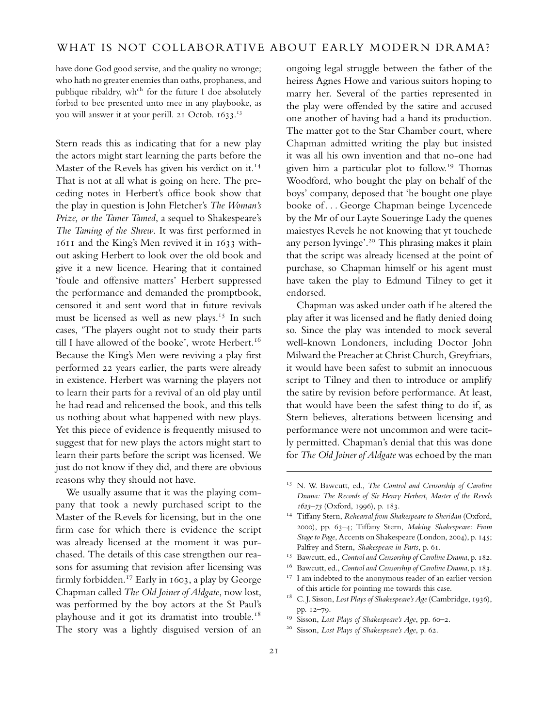have done God good servise, and the quality no wronge; who hath no greater enemies than oaths, prophaness, and publique ribaldry, wh<sup>ch</sup> for the future I doe absolutely forbid to bee presented unto mee in any playbooke, as you will answer it at your perill. 21 Octob. 1633.[13]

Stern reads this as indicating that for a new play the actors might start learning the parts before the Master of the Revels has given his verdict on it.[14] That is not at all what is going on here. The preceding notes in Herbert's office book show that the play in question is John Fletcher's *The Woman's Prize, or the Tamer Tamed*, a sequel to Shakespeare's *The Taming of the Shrew*. It was first performed in 1611 and the King's Men revived it in 1633 without asking Herbert to look over the old book and give it a new licence. Hearing that it contained 'foule and offensive matters' Herbert suppressed the performance and demanded the promptbook, censored it and sent word that in future revivals must be licensed as well as new plays.[15] In such cases, 'The players ought not to study their parts till I have allowed of the booke', wrote Herbert.[16] Because the King's Men were reviving a play first performed 22 years earlier, the parts were already in existence. Herbert was warning the players not to learn their parts for a revival of an old play until he had read and relicensed the book, and this tells us nothing about what happened with new plays. Yet this piece of evidence is frequently misused to suggest that for new plays the actors might start to learn their parts before the script was licensed. We just do not know if they did, and there are obvious reasons why they should not have.

We usually assume that it was the playing company that took a newly purchased script to the Master of the Revels for licensing, but in the one firm case for which there is evidence the script was already licensed at the moment it was purchased. The details of this case strengthen our reasons for assuming that revision after licensing was firmly forbidden.[17] Early in 1603, a play by George Chapman called *The Old Joiner of Aldgate*, now lost, was performed by the boy actors at the St Paul's playhouse and it got its dramatist into trouble.[18] The story was a lightly disguised version of an ongoing legal struggle between the father of the heiress Agnes Howe and various suitors hoping to marry her. Several of the parties represented in the play were offended by the satire and accused one another of having had a hand its production. The matter got to the Star Chamber court, where Chapman admitted writing the play but insisted it was all his own invention and that no-one had given him a particular plot to follow.[19] Thomas Woodford, who bought the play on behalf of the boys' company, deposed that 'he bought one playe booke of . . . George Chapman beinge Lycencede by the Mr of our Layte Soueringe Lady the quenes maiestyes Revels he not knowing that yt touchede any person lyvinge'.[20] This phrasing makes it plain that the script was already licensed at the point of purchase, so Chapman himself or his agent must have taken the play to Edmund Tilney to get it endorsed.

Chapman was asked under oath if he altered the play after it was licensed and he flatly denied doing so. Since the play was intended to mock several well-known Londoners, including Doctor John Milward the Preacher at Christ Church, Greyfriars, it would have been safest to submit an innocuous script to Tilney and then to introduce or amplify the satire by revision before performance. At least, that would have been the safest thing to do if, as Stern believes, alterations between licensing and performance were not uncommon and were tacitly permitted. Chapman's denial that this was done for *The Old Joiner of Aldgate* was echoed by the man

---

[13] N. W. Bawcutt, ed., *The Control and Censorship of Caroline Drama: The Records of Sir Henry Herbert, Master of the Revels 1623–73* (Oxford, 1996), p. 183.

[14] Tiffany Stern, *Rehearsal from Shakespeare to Sheridan* (Oxford, 2000), pp. 63–4; Tiffany Stern, *Making Shakespeare: From Stage to Page*, Accents on Shakespeare (London, 2004), p. 145; Palfrey and Stern, *Shakespeare in Parts*, p. 61.

[15] Bawcutt, ed., *Control and Censorship of Caroline Drama*, p. 182.

[16] Bawcutt, ed., *Control and Censorship of Caroline Drama*, p. 183.

[17] I am indebted to the anonymous reader of an earlier version of this article for pointing me towards this case.

[18] C. J. Sisson, *Lost Plays of Shakespeare's Age* (Cambridge, 1936), pp. 12–79.

[19] Sisson, *Lost Plays of Shakespeare's Age*, pp. 60–2.

[20] Sisson, *Lost Plays of Shakespeare's Age*, p. 62.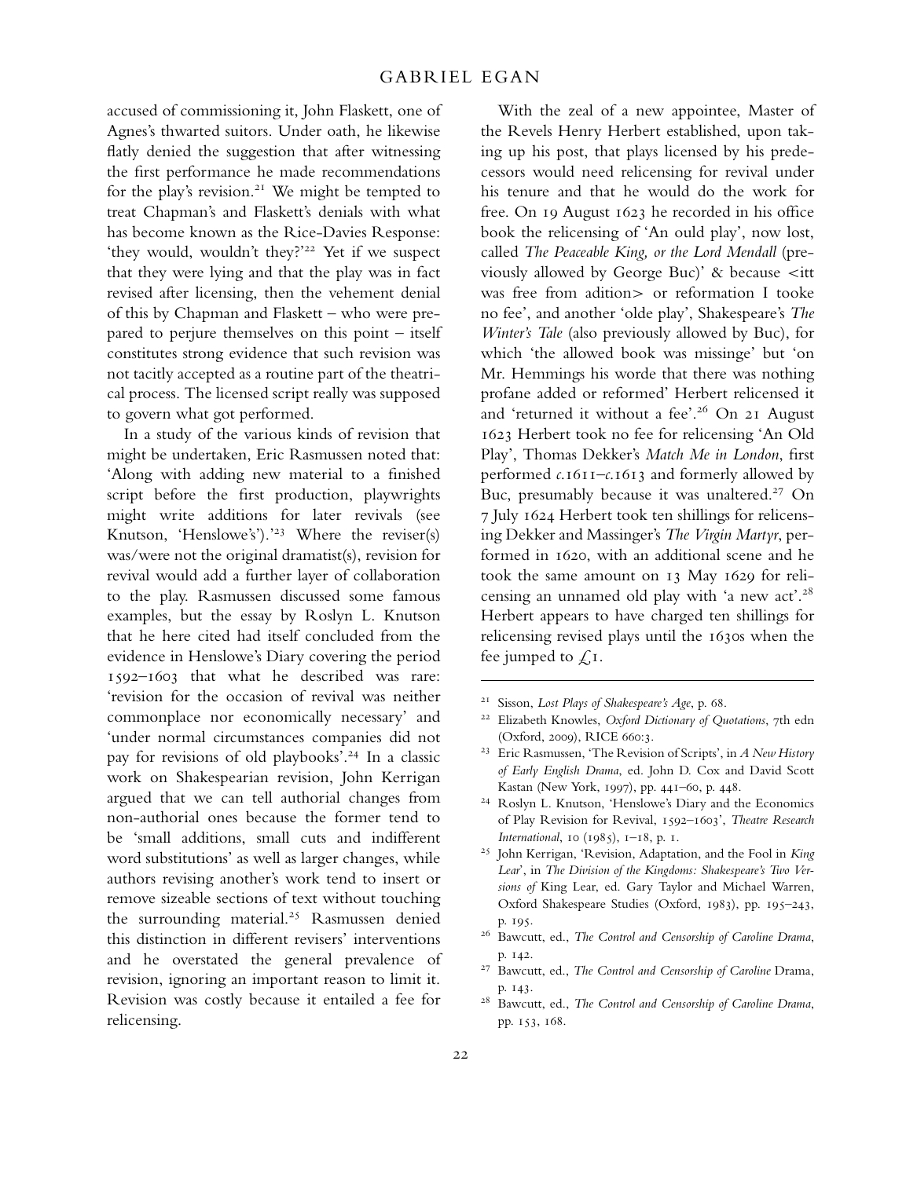accused of commissioning it, John Flaskett, one of Agnes's thwarted suitors. Under oath, he likewise flatly denied the suggestion that after witnessing the first performance he made recommendations for the play's revision.[21] We might be tempted to treat Chapman's and Flaskett's denials with what has become known as the Rice-Davies Response: 'they would, wouldn't they?'[22] Yet if we suspect that they were lying and that the play was in fact revised after licensing, then the vehement denial of this by Chapman and Flaskett – who were prepared to perjure themselves on this point – itself constitutes strong evidence that such revision was not tacitly accepted as a routine part of the theatrical process. The licensed script really was supposed to govern what got performed.

In a study of the various kinds of revision that might be undertaken, Eric Rasmussen noted that: 'Along with adding new material to a finished script before the first production, playwrights might write additions for later revivals (see Knutson, 'Henslowe's').'[23] Where the reviser(s) was/were not the original dramatist(s), revision for revival would add a further layer of collaboration to the play. Rasmussen discussed some famous examples, but the essay by Roslyn L. Knutson that he here cited had itself concluded from the evidence in Henslowe's Diary covering the period 1592–1603 that what he described was rare: 'revision for the occasion of revival was neither commonplace nor economically necessary' and 'under normal circumstances companies did not pay for revisions of old playbooks'.[24] In a classic work on Shakespearian revision, John Kerrigan argued that we can tell authorial changes from non-authorial ones because the former tend to be 'small additions, small cuts and indifferent word substitutions' as well as larger changes, while authors revising another's work tend to insert or remove sizeable sections of text without touching the surrounding material.[25] Rasmussen denied this distinction in different revisers' interventions and he overstated the general prevalence of revision, ignoring an important reason to limit it. Revision was costly because it entailed a fee for relicensing.

With the zeal of a new appointee, Master of the Revels Henry Herbert established, upon taking up his post, that plays licensed by his predecessors would need relicensing for revival under his tenure and that he would do the work for free. On 19 August 1623 he recorded in his office book the relicensing of 'An ould play', now lost, called *The Peaceable King, or the Lord Mendall* (previously allowed by George Buc)' & because <itt was free from adition> or reformation I tooke no fee', and another 'olde play', Shakespeare's *The Winter's Tale* (also previously allowed by Buc), for which 'the allowed book was missinge' but 'on Mr. Hemmings his worde that there was nothing profane added or reformed' Herbert relicensed it and 'returned it without a fee'.[26] On 21 August 1623 Herbert took no fee for relicensing 'An Old Play', Thomas Dekker's *Match Me in London*, first performed *c.*1611–*c.*1613 and formerly allowed by Buc, presumably because it was unaltered.[27] On 7 July 1624 Herbert took ten shillings for relicensing Dekker and Massinger's *The Virgin Martyr*, performed in 1620, with an additional scene and he took the same amount on 13 May 1629 for relicensing an unnamed old play with 'a new act'.[28] Herbert appears to have charged ten shillings for relicensing revised plays until the 1630s when the fee jumped to £1.

---

[21] Sisson, *Lost Plays of Shakespeare's Age*, p. 68.

[22] Elizabeth Knowles, *Oxford Dictionary of Quotations*, 7th edn (Oxford, 2009), RICE 660:3.

[23] Eric Rasmussen, 'The Revision of Scripts', in *A New History of Early English Drama*, ed. John D. Cox and David Scott Kastan (New York, 1997), pp. 441–60, p. 448.

[24] Roslyn L. Knutson, 'Henslowe's Diary and the Economics of Play Revision for Revival, 1592–1603', *Theatre Research International*, 10 (1985), 1–18, p. 1.

[25] John Kerrigan, 'Revision, Adaptation, and the Fool in *King Lear*', in *The Division of the Kingdoms: Shakespeare's Two Versions of* King Lear, ed. Gary Taylor and Michael Warren, Oxford Shakespeare Studies (Oxford, 1983), pp. 195–243, p. 195.

[26] Bawcutt, ed., *The Control and Censorship of Caroline Drama*, p. 142.

[27] Bawcutt, ed., *The Control and Censorship of Caroline* Drama, p. 143.

[28] Bawcutt, ed., *The Control and Censorship of Caroline Drama*, pp. 153, 168.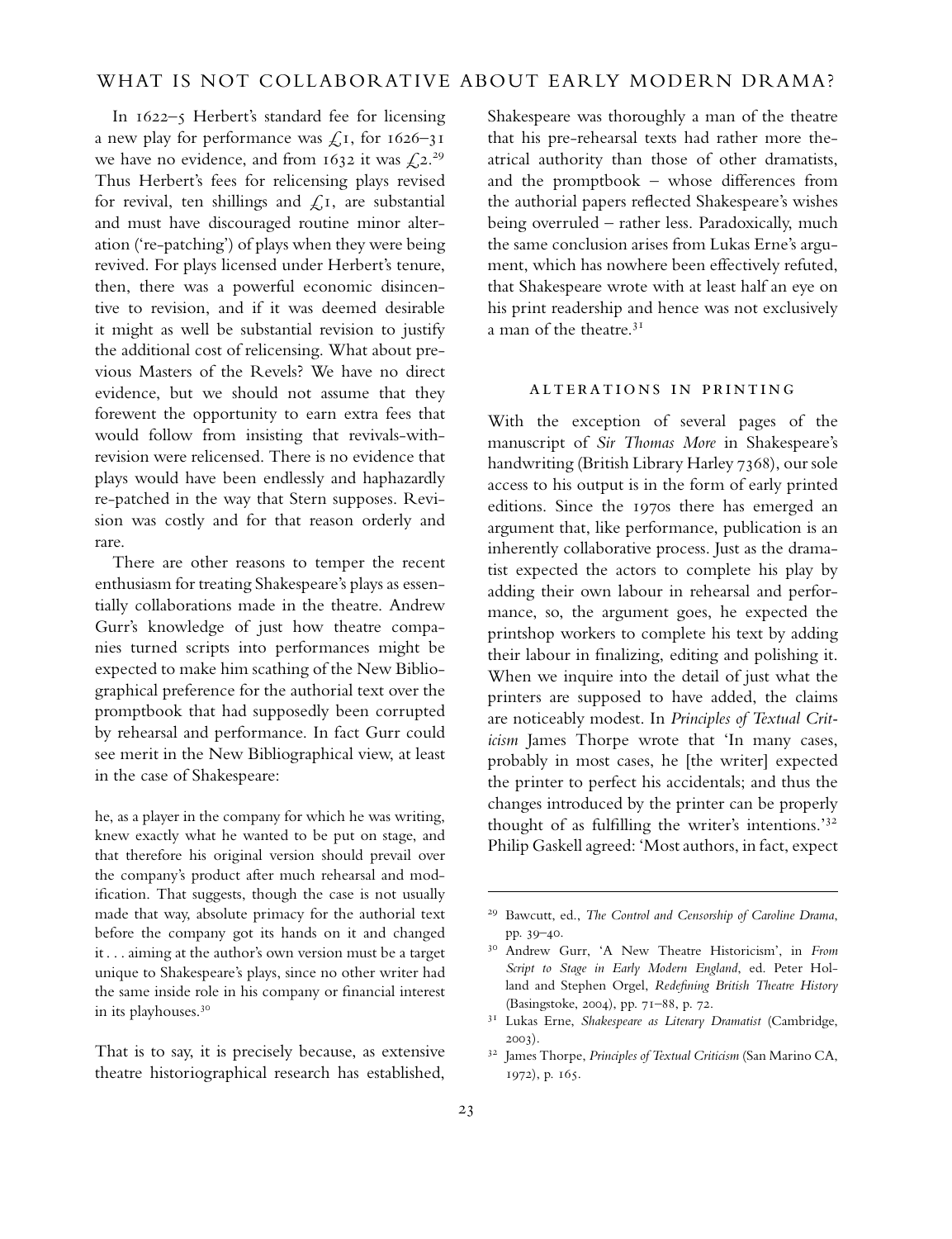In 1622–5 Herbert's standard fee for licensing a new play for performance was £1, for 1626–31 we have no evidence, and from 1632 it was £2.[29] Thus Herbert's fees for relicensing plays revised for revival, ten shillings and £1, are substantial and must have discouraged routine minor alteration ('re-patching') of plays when they were being revived. For plays licensed under Herbert's tenure, then, there was a powerful economic disincentive to revision, and if it was deemed desirable it might as well be substantial revision to justify the additional cost of relicensing. What about previous Masters of the Revels? We have no direct evidence, but we should not assume that they forewent the opportunity to earn extra fees that would follow from insisting that revivals-with-revision were relicensed. There is no evidence that plays would have been endlessly and haphazardly re-patched in the way that Stern supposes. Revision was costly and for that reason orderly and rare.

There are other reasons to temper the recent enthusiasm for treating Shakespeare's plays as essentially collaborations made in the theatre. Andrew Gurr's knowledge of just how theatre companies turned scripts into performances might be expected to make him scathing of the New Bibliographical preference for the authorial text over the promptbook that had supposedly been corrupted by rehearsal and performance. In fact Gurr could see merit in the New Bibliographical view, at least in the case of Shakespeare:

> he, as a player in the company for which he was writing, knew exactly what he wanted to be put on stage, and that therefore his original version should prevail over the company's product after much rehearsal and modification. That suggests, though the case is not usually made that way, absolute primacy for the authorial text before the company got its hands on it and changed it . . . aiming at the author's own version must be a target unique to Shakespeare's plays, since no other writer had the same inside role in his company or financial interest in its playhouses.[30]

That is to say, it is precisely because, as extensive theatre historiographical research has established, Shakespeare was thoroughly a man of the theatre that his pre-rehearsal texts had rather more theatrical authority than those of other dramatists, and the promptbook – whose differences from the authorial papers reflected Shakespeare's wishes being overruled – rather less. Paradoxically, much the same conclusion arises from Lukas Erne's argument, which has nowhere been effectively refuted, that Shakespeare wrote with at least half an eye on his print readership and hence was not exclusively a man of the theatre.[31]

## ALTERATIONS IN PRINTING

With the exception of several pages of the manuscript of *Sir Thomas More* in Shakespeare's handwriting (British Library Harley 7368), our sole access to his output is in the form of early printed editions. Since the 1970s there has emerged an argument that, like performance, publication is an inherently collaborative process. Just as the dramatist expected the actors to complete his play by adding their own labour in rehearsal and performance, so, the argument goes, he expected the printshop workers to complete his text by adding their labour in finalizing, editing and polishing it. When we inquire into the detail of just what the printers are supposed to have added, the claims are noticeably modest. In *Principles of Textual Criticism* James Thorpe wrote that 'In many cases, probably in most cases, he [the writer] expected the printer to perfect his accidentals; and thus the changes introduced by the printer can be properly thought of as fulfilling the writer's intentions.'[32] Philip Gaskell agreed: 'Most authors, in fact, expect

---

[29] Bawcutt, ed., *The Control and Censorship of Caroline Drama*, pp. 39–40.

[30] Andrew Gurr, 'A New Theatre Historicism', in *From Script to Stage in Early Modern England*, ed. Peter Holland and Stephen Orgel, *Redefining British Theatre History* (Basingstoke, 2004), pp. 71–88, p. 72.

[31] Lukas Erne, *Shakespeare as Literary Dramatist* (Cambridge, 2003).

[32] James Thorpe, *Principles of Textual Criticism* (San Marino CA, 1972), p. 165.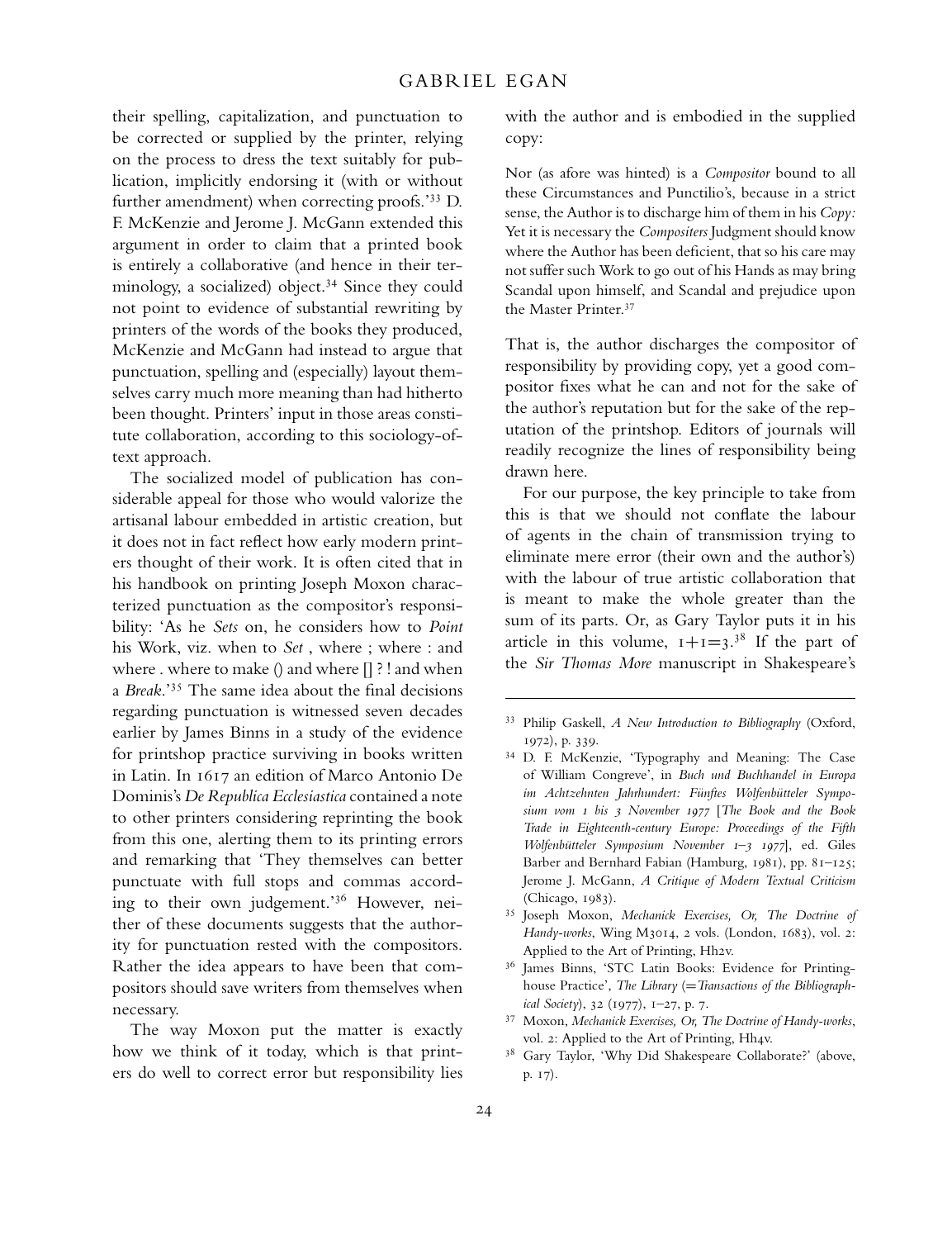their spelling, capitalization, and punctuation to be corrected or supplied by the printer, relying on the process to dress the text suitably for publication, implicitly endorsing it (with or without further amendment) when correcting proofs.'[33] D. F. McKenzie and Jerome J. McGann extended this argument in order to claim that a printed book is entirely a collaborative (and hence in their terminology, a socialized) object.[34] Since they could not point to evidence of substantial rewriting by printers of the words of the books they produced, McKenzie and McGann had instead to argue that punctuation, spelling and (especially) layout themselves carry much more meaning than had hitherto been thought. Printers' input in those areas constitute collaboration, according to this sociology-of-text approach.

The socialized model of publication has considerable appeal for those who would valorize the artisanal labour embedded in artistic creation, but it does not in fact reflect how early modern printers thought of their work. It is often cited that in his handbook on printing Joseph Moxon characterized punctuation as the compositor's responsibility: 'As he *Sets* on, he considers how to *Point* his Work, viz. when to *Set* , where ; where : and where . where to make () and where [] ? ! and when a *Break*.'[35] The same idea about the final decisions regarding punctuation is witnessed seven decades earlier by James Binns in a study of the evidence for printshop practice surviving in books written in Latin. In 1617 an edition of Marco Antonio De Dominis's *De Republica Ecclesiastica* contained a note to other printers considering reprinting the book from this one, alerting them to its printing errors and remarking that 'They themselves can better punctuate with full stops and commas according to their own judgement.'[36] However, neither of these documents suggests that the authority for punctuation rested with the compositors. Rather the idea appears to have been that compositors should save writers from themselves when necessary.

The way Moxon put the matter is exactly how we think of it today, which is that printers do well to correct error but responsibility lies with the author and is embodied in the supplied copy:

> Nor (as afore was hinted) is a *Compositor* bound to all these Circumstances and Punctilio's, because in a strict sense, the Author is to discharge him of them in his *Copy:* Yet it is necessary the *Compositers* Judgment should know where the Author has been deficient, that so his care may not suffer such Work to go out of his Hands as may bring Scandal upon himself, and Scandal and prejudice upon the Master Printer.[37]

That is, the author discharges the compositor of responsibility by providing copy, yet a good compositor fixes what he can and not for the sake of the author's reputation but for the sake of the reputation of the printshop. Editors of journals will readily recognize the lines of responsibility being drawn here.

For our purpose, the key principle to take from this is that we should not conflate the labour of agents in the chain of transmission trying to eliminate mere error (their own and the author's) with the labour of true artistic collaboration that is meant to make the whole greater than the sum of its parts. Or, as Gary Taylor puts it in his article in this volume, $1+1=3$.[38] If the part of the *Sir Thomas More* manuscript in Shakespeare's

---

33 Philip Gaskell, *A New Introduction to Bibliography* (Oxford, 1972), p. 339.

34 D. F. McKenzie, 'Typography and Meaning: The Case of William Congreve', in *Buch und Buchhandel in Europa im Achtzehnten Jahrhundert: Fünftes Wolfenbütteler Symposium vom 1 bis 3 November 1977* [*The Book and the Book Trade in Eighteenth-century Europe: Proceedings of the Fifth Wolfenbütteler Symposium November 1–3 1977*], ed. Giles Barber and Bernhard Fabian (Hamburg, 1981), pp. 81–125; Jerome J. McGann, *A Critique of Modern Textual Criticism* (Chicago, 1983).

35 Joseph Moxon, *Mechanick Exercises, Or, The Doctrine of Handy-works*, Wing M3014, 2 vols. (London, 1683), vol. 2: Applied to the Art of Printing, Hh2v.

36 James Binns, 'STC Latin Books: Evidence for Printing-house Practice', *The Library* (=*Transactions of the Bibliographical Society*), 32 (1977), 1–27, p. 7.

37 Moxon, *Mechanick Exercises, Or, The Doctrine of Handy-works*, vol. 2: Applied to the Art of Printing, Hh4v.

38 Gary Taylor, 'Why Did Shakespeare Collaborate?' (above, p. 17).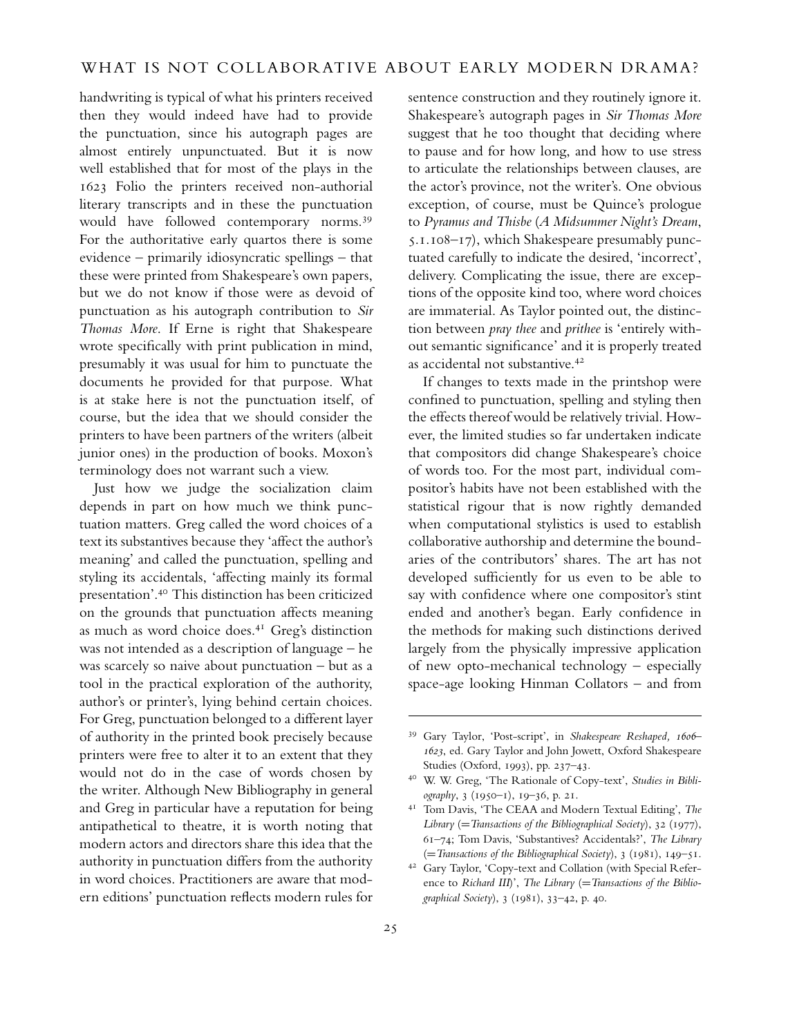handwriting is typical of what his printers received then they would indeed have had to provide the punctuation, since his autograph pages are almost entirely unpunctuated. But it is now well established that for most of the plays in the 1623 Folio the printers received non-authorial literary transcripts and in these the punctuation would have followed contemporary norms.[39] For the authoritative early quartos there is some evidence – primarily idiosyncratic spellings – that these were printed from Shakespeare's own papers, but we do not know if those were as devoid of punctuation as his autograph contribution to *Sir Thomas More*. If Erne is right that Shakespeare wrote specifically with print publication in mind, presumably it was usual for him to punctuate the documents he provided for that purpose. What is at stake here is not the punctuation itself, of course, but the idea that we should consider the printers to have been partners of the writers (albeit junior ones) in the production of books. Moxon's terminology does not warrant such a view.

Just how we judge the socialization claim depends in part on how much we think punctuation matters. Greg called the word choices of a text its substantives because they 'affect the author's meaning' and called the punctuation, spelling and styling its accidentals, 'affecting mainly its formal presentation'.[40] This distinction has been criticized on the grounds that punctuation affects meaning as much as word choice does.[41] Greg's distinction was not intended as a description of language – he was scarcely so naive about punctuation – but as a tool in the practical exploration of the authority, author's or printer's, lying behind certain choices. For Greg, punctuation belonged to a different layer of authority in the printed book precisely because printers were free to alter it to an extent that they would not do in the case of words chosen by the writer. Although New Bibliography in general and Greg in particular have a reputation for being antipathetical to theatre, it is worth noting that modern actors and directors share this idea that the authority in punctuation differs from the authority in word choices. Practitioners are aware that modern editions' punctuation reflects modern rules for sentence construction and they routinely ignore it. Shakespeare's autograph pages in *Sir Thomas More* suggest that he too thought that deciding where to pause and for how long, and how to use stress to articulate the relationships between clauses, are the actor's province, not the writer's. One obvious exception, of course, must be Quince's prologue to *Pyramus and Thisbe* (*A Midsummer Night's Dream*, 5.1.108–17), which Shakespeare presumably punctuated carefully to indicate the desired, 'incorrect', delivery. Complicating the issue, there are exceptions of the opposite kind too, where word choices are immaterial. As Taylor pointed out, the distinction between *pray thee* and *prithee* is 'entirely without semantic significance' and it is properly treated as accidental not substantive.[42]

If changes to texts made in the printshop were confined to punctuation, spelling and styling then the effects thereof would be relatively trivial. However, the limited studies so far undertaken indicate that compositors did change Shakespeare's choice of words too. For the most part, individual compositor's habits have not been established with the statistical rigour that is now rightly demanded when computational stylistics is used to establish collaborative authorship and determine the boundaries of the contributors' shares. The art has not developed sufficiently for us even to be able to say with confidence where one compositor's stint ended and another's began. Early confidence in the methods for making such distinctions derived largely from the physically impressive application of new opto-mechanical technology – especially space-age looking Hinman Collators – and from

---

[39] Gary Taylor, 'Post-script', in *Shakespeare Reshaped, 1606–1623*, ed. Gary Taylor and John Jowett, Oxford Shakespeare Studies (Oxford, 1993), pp. 237–43.

[40] W. W. Greg, 'The Rationale of Copy-text', *Studies in Bibliography*, 3 (1950–1), 19–36, p. 21.

[41] Tom Davis, 'The CEAA and Modern Textual Editing', *The Library* (=*Transactions of the Bibliographical Society*), 32 (1977), 61–74; Tom Davis, 'Substantives? Accidentals?', *The Library* (=*Transactions of the Bibliographical Society*), 3 (1981), 149–51.

[42] Gary Taylor, 'Copy-text and Collation (with Special Reference to *Richard III*)', *The Library* (=*Transactions of the Bibliographical Society*), 3 (1981), 33–42, p. 40.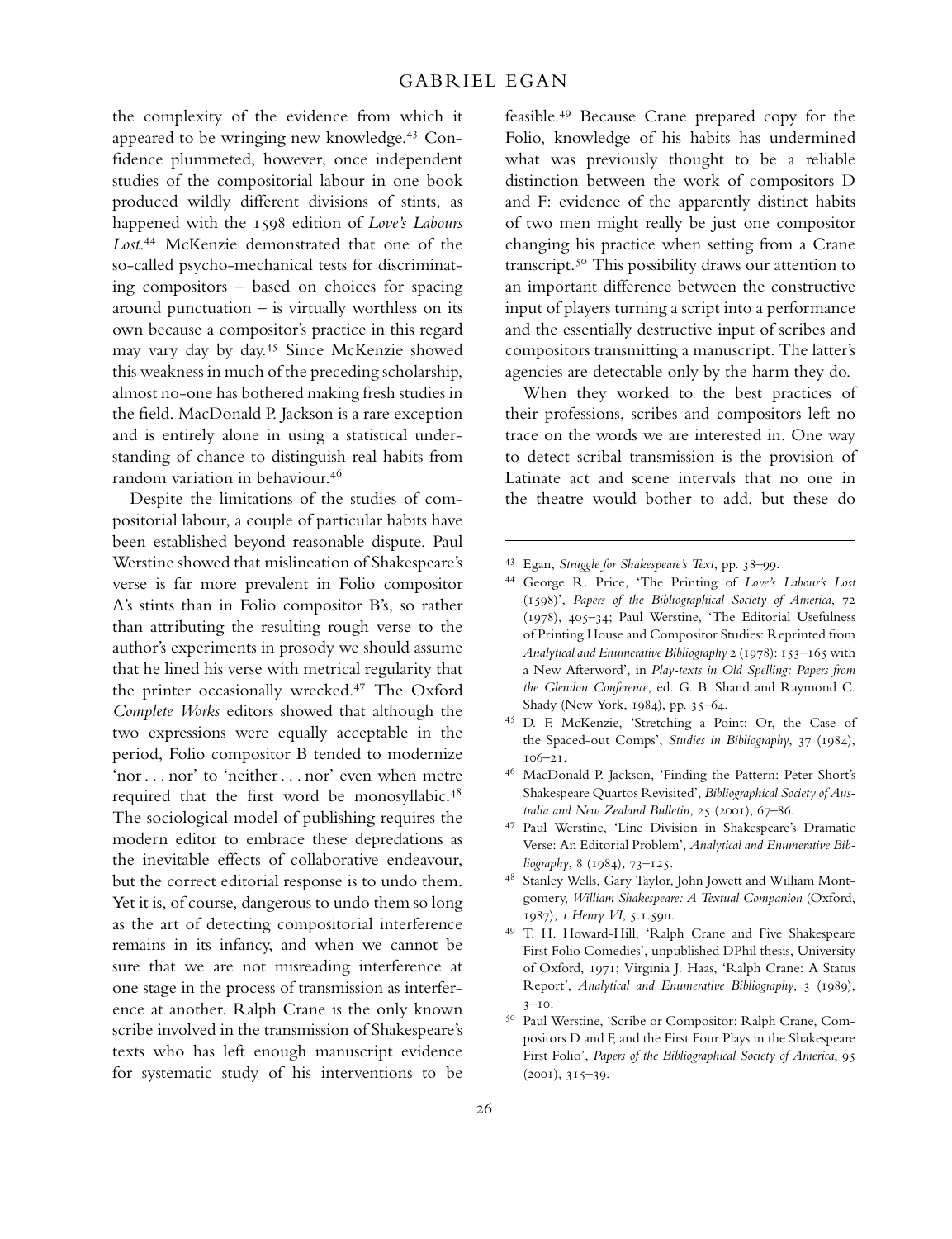the complexity of the evidence from which it appeared to be wringing new knowledge.[43] Confidence plummeted, however, once independent studies of the compositorial labour in one book produced wildly different divisions of stints, as happened with the 1598 edition of *Love's Labours Lost*.[44] McKenzie demonstrated that one of the so-called psycho-mechanical tests for discriminating compositors – based on choices for spacing around punctuation – is virtually worthless on its own because a compositor's practice in this regard may vary day by day.[45] Since McKenzie showed this weakness in much of the preceding scholarship, almost no-one has bothered making fresh studies in the field. MacDonald P. Jackson is a rare exception and is entirely alone in using a statistical understanding of chance to distinguish real habits from random variation in behaviour.[46]

Despite the limitations of the studies of compositorial labour, a couple of particular habits have been established beyond reasonable dispute. Paul Werstine showed that mislineation of Shakespeare's verse is far more prevalent in Folio compositor A's stints than in Folio compositor B's, so rather than attributing the resulting rough verse to the author's experiments in prosody we should assume that he lined his verse with metrical regularity that the printer occasionally wrecked.[47] The Oxford *Complete Works* editors showed that although the two expressions were equally acceptable in the period, Folio compositor B tended to modernize 'nor . . . nor' to 'neither . . . nor' even when metre required that the first word be monosyllabic.[48] The sociological model of publishing requires the modern editor to embrace these depredations as the inevitable effects of collaborative endeavour, but the correct editorial response is to undo them. Yet it is, of course, dangerous to undo them so long as the art of detecting compositorial interference remains in its infancy, and when we cannot be sure that we are not misreading interference at one stage in the process of transmission as interference at another. Ralph Crane is the only known scribe involved in the transmission of Shakespeare's texts who has left enough manuscript evidence for systematic study of his interventions to be feasible.[49] Because Crane prepared copy for the Folio, knowledge of his habits has undermined what was previously thought to be a reliable distinction between the work of compositors D and F: evidence of the apparently distinct habits of two men might really be just one compositor changing his practice when setting from a Crane transcript.[50] This possibility draws our attention to an important difference between the constructive input of players turning a script into a performance and the essentially destructive input of scribes and compositors transmitting a manuscript. The latter's agencies are detectable only by the harm they do.

When they worked to the best practices of their professions, scribes and compositors left no trace on the words we are interested in. One way to detect scribal transmission is the provision of Latinate act and scene intervals that no one in the theatre would bother to add, but these do

---

[43] Egan, *Struggle for Shakespeare's Text*, pp. 38–99.

[44] George R. Price, 'The Printing of *Love's Labour's Lost* (1598)', *Papers of the Bibliographical Society of America*, 72 (1978), 405–34; Paul Werstine, 'The Editorial Usefulness of Printing House and Compositor Studies: Reprinted from *Analytical and Enumerative Bibliography* 2 (1978): 153–165 with a New Afterword', in *Play-texts in Old Spelling: Papers from the Glendon Conference*, ed. G. B. Shand and Raymond C. Shady (New York, 1984), pp. 35–64.

[45] D. F. McKenzie, 'Stretching a Point: Or, the Case of the Spaced-out Comps', *Studies in Bibliography*, 37 (1984), 106–21.

[46] MacDonald P. Jackson, 'Finding the Pattern: Peter Short's Shakespeare Quartos Revisited', *Bibliographical Society of Australia and New Zealand Bulletin*, 25 (2001), 67–86.

[47] Paul Werstine, 'Line Division in Shakespeare's Dramatic Verse: An Editorial Problem', *Analytical and Enumerative Bibliography*, 8 (1984), 73–125.

[48] Stanley Wells, Gary Taylor, John Jowett and William Montgomery, *William Shakespeare: A Textual Companion* (Oxford, 1987), *1 Henry VI*, 5.1.59n.

[49] T. H. Howard-Hill, 'Ralph Crane and Five Shakespeare First Folio Comedies', unpublished DPhil thesis, University of Oxford, 1971; Virginia J. Haas, 'Ralph Crane: A Status Report', *Analytical and Enumerative Bibliography*, 3 (1989), 3–10.

[50] Paul Werstine, 'Scribe or Compositor: Ralph Crane, Compositors D and F, and the First Four Plays in the Shakespeare First Folio', *Papers of the Bibliographical Society of America*, 95 (2001), 315–39.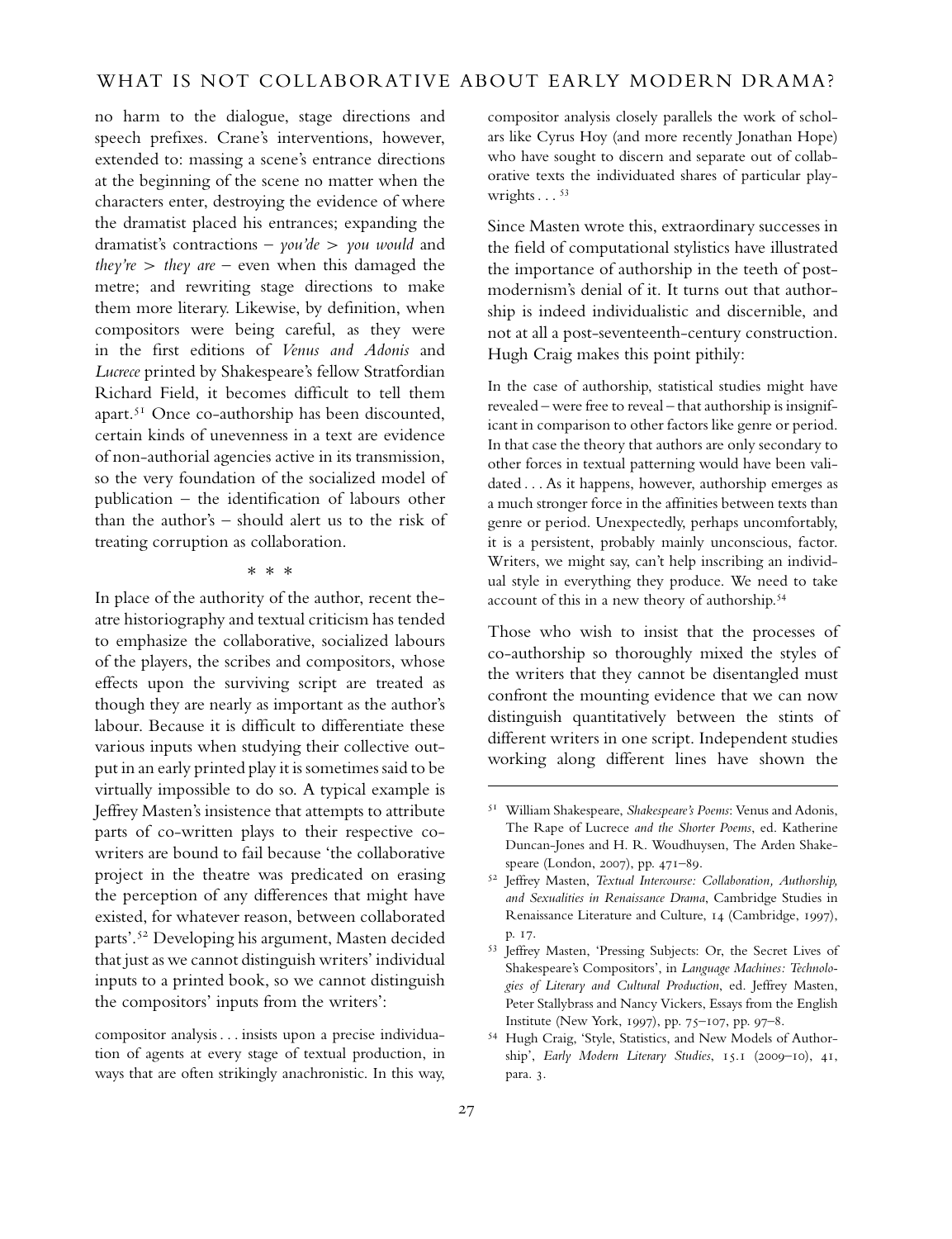no harm to the dialogue, stage directions and speech prefixes. Crane's interventions, however, extended to: massing a scene's entrance directions at the beginning of the scene no matter when the characters enter, destroying the evidence of where the dramatist placed his entrances; expanding the dramatist's contractions – *you'de* > *you would* and *they're* > *they are* – even when this damaged the metre; and rewriting stage directions to make them more literary. Likewise, by definition, when compositors were being careful, as they were in the first editions of *Venus and Adonis* and *Lucrece* printed by Shakespeare's fellow Stratfordian Richard Field, it becomes difficult to tell them apart.[51] Once co-authorship has been discounted, certain kinds of unevenness in a text are evidence of non-authorial agencies active in its transmission, so the very foundation of the socialized model of publication – the identification of labours other than the author's – should alert us to the risk of treating corruption as collaboration.

\* \* \*

In place of the authority of the author, recent theatre historiography and textual criticism has tended to emphasize the collaborative, socialized labours of the players, the scribes and compositors, whose effects upon the surviving script are treated as though they are nearly as important as the author's labour. Because it is difficult to differentiate these various inputs when studying their collective output in an early printed play it is sometimes said to be virtually impossible to do so. A typical example is Jeffrey Masten's insistence that attempts to attribute parts of co-written plays to their respective co-writers are bound to fail because 'the collaborative project in the theatre was predicated on erasing the perception of any differences that might have existed, for whatever reason, between collaborated parts'.[52] Developing his argument, Masten decided that just as we cannot distinguish writers' individual inputs to a printed book, so we cannot distinguish the compositors' inputs from the writers':

> compositor analysis . . . insists upon a precise individuation of agents at every stage of textual production, in ways that are often strikingly anachronistic. In this way, compositor analysis closely parallels the work of scholars like Cyrus Hoy (and more recently Jonathan Hope) who have sought to discern and separate out of collaborative texts the individuated shares of particular playwrights . . . [53]

Since Masten wrote this, extraordinary successes in the field of computational stylistics have illustrated the importance of authorship in the teeth of postmodernism's denial of it. It turns out that authorship is indeed individualistic and discernible, and not at all a post-seventeenth-century construction. Hugh Craig makes this point pithily:

> In the case of authorship, statistical studies might have revealed – were free to reveal – that authorship is insignificant in comparison to other factors like genre or period. In that case the theory that authors are only secondary to other forces in textual patterning would have been validated . . . As it happens, however, authorship emerges as a much stronger force in the affinities between texts than genre or period. Unexpectedly, perhaps uncomfortably, it is a persistent, probably mainly unconscious, factor. Writers, we might say, can't help inscribing an individual style in everything they produce. We need to take account of this in a new theory of authorship.[54]

Those who wish to insist that the processes of co-authorship so thoroughly mixed the styles of the writers that they cannot be disentangled must confront the mounting evidence that we can now distinguish quantitatively between the stints of different writers in one script. Independent studies working along different lines have shown the

---

[51] William Shakespeare, *Shakespeare's Poems*: Venus and Adonis, The Rape of Lucrece *and the Shorter Poems*, ed. Katherine Duncan-Jones and H. R. Woudhuysen, The Arden Shakespeare (London, 2007), pp. 471–89.

[52] Jeffrey Masten, *Textual Intercourse: Collaboration, Authorship, and Sexualities in Renaissance Drama*, Cambridge Studies in Renaissance Literature and Culture, 14 (Cambridge, 1997), p. 17.

[53] Jeffrey Masten, 'Pressing Subjects: Or, the Secret Lives of Shakespeare's Compositors', in *Language Machines: Technologies of Literary and Cultural Production*, ed. Jeffrey Masten, Peter Stallybrass and Nancy Vickers, Essays from the English Institute (New York, 1997), pp. 75–107, pp. 97–8.

[54] Hugh Craig, 'Style, Statistics, and New Models of Authorship', *Early Modern Literary Studies*, 15.1 (2009–10), 41, para. 3.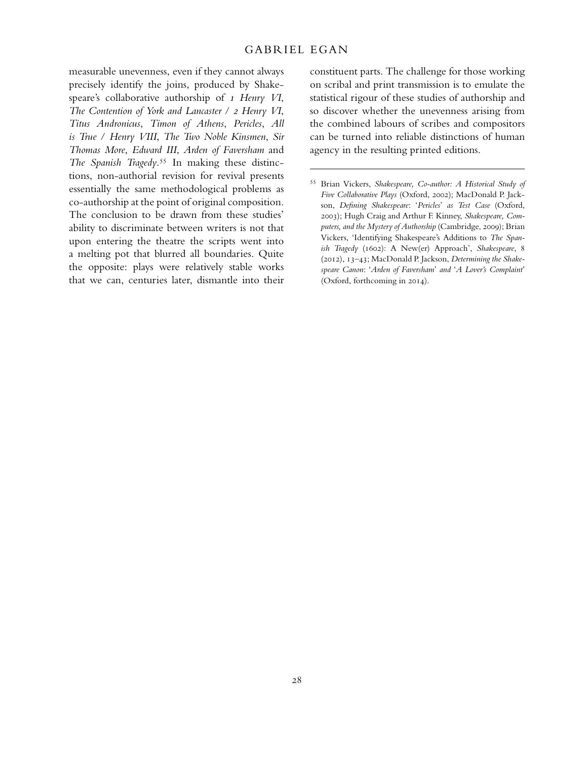measurable unevenness, even if they cannot always precisely identify the joins, produced by Shakespeare's collaborative authorship of *1 Henry VI*, *The Contention of York and Lancaster / 2 Henry VI*, *Titus Andronicus*, *Timon of Athens*, *Pericles*, *All is True / Henry VIII*, *The Two Noble Kinsmen*, *Sir Thomas More*, *Edward III*, *Arden of Faversham* and *The Spanish Tragedy*.[55] In making these distinctions, non-authorial revision for revival presents essentially the same methodological problems as co-authorship at the point of original composition. The conclusion to be drawn from these studies' ability to discriminate between writers is not that upon entering the theatre the scripts went into a melting pot that blurred all boundaries. Quite the opposite: plays were relatively stable works that we can, centuries later, dismantle into their constituent parts. The challenge for those working on scribal and print transmission is to emulate the statistical rigour of these studies of authorship and so discover whether the unevenness arising from the combined labours of scribes and compositors can be turned into reliable distinctions of human agency in the resulting printed editions.

---

[55] Brian Vickers, *Shakespeare, Co-author: A Historical Study of Five Collaborative Plays* (Oxford, 2002); MacDonald P. Jackson, *Defining Shakespeare*: '*Pericles*' *as Test Case* (Oxford, 2003); Hugh Craig and Arthur F. Kinney, *Shakespeare, Computers, and the Mystery of Authorship* (Cambridge, 2009); Brian Vickers, 'Identifying Shakespeare's Additions to *The Spanish Tragedy* (1602): A New(er) Approach', *Shakespeare*, 8 (2012), 13–43; MacDonald P. Jackson, *Determining the Shakespeare Canon*: '*Arden of Faversham*' *and* '*A Lover's Complaint*' (Oxford, forthcoming in 2014).